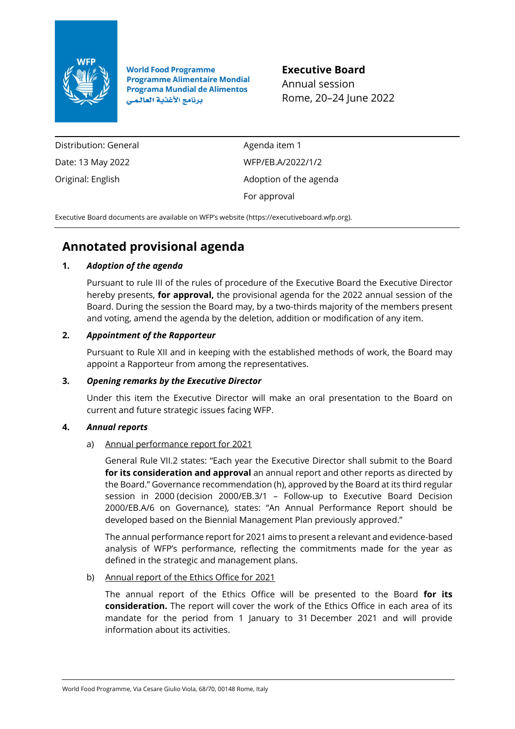World Food Programme
Programme Alimentaire Mondial
Programa Mundial de Alimentos
برنامج الأغذية العالمي

**Executive Board**
Annual session
Rome, 20–24 June 2022

| | |
|---|---|
| Distribution: General | Agenda item 1 |
| Date: 13 May 2022 | WFP/EB.A/2022/1/2 |
| Original: English | Adoption of the agenda |
| | For approval |

Executive Board documents are available on WFP's website (https://executiveboard.wfp.org).

# Annotated provisional agenda

**1. *Adoption of the agenda***

Pursuant to rule III of the rules of procedure of the Executive Board the Executive Director hereby presents, **for approval,** the provisional agenda for the 2022 annual session of the Board. During the session the Board may, by a two-thirds majority of the members present and voting, amend the agenda by the deletion, addition or modification of any item.

**2. *Appointment of the Rapporteur***

Pursuant to Rule XII and in keeping with the established methods of work, the Board may appoint a Rapporteur from among the representatives.

**3. *Opening remarks by the Executive Director***

Under this item the Executive Director will make an oral presentation to the Board on current and future strategic issues facing WFP.

**4. *Annual reports***

a) Annual performance report for 2021

General Rule VII.2 states: "Each year the Executive Director shall submit to the Board **for its consideration and approval** an annual report and other reports as directed by the Board." Governance recommendation (h), approved by the Board at its third regular session in 2000 (decision 2000/EB.3/1 – Follow-up to Executive Board Decision 2000/EB.A/6 on Governance), states: "An Annual Performance Report should be developed based on the Biennial Management Plan previously approved."

The annual performance report for 2021 aims to present a relevant and evidence-based analysis of WFP's performance, reflecting the commitments made for the year as defined in the strategic and management plans.

b) Annual report of the Ethics Office for 2021

The annual report of the Ethics Office will be presented to the Board **for its consideration.** The report will cover the work of the Ethics Office in each area of its mandate for the period from 1 January to 31 December 2021 and will provide information about its activities.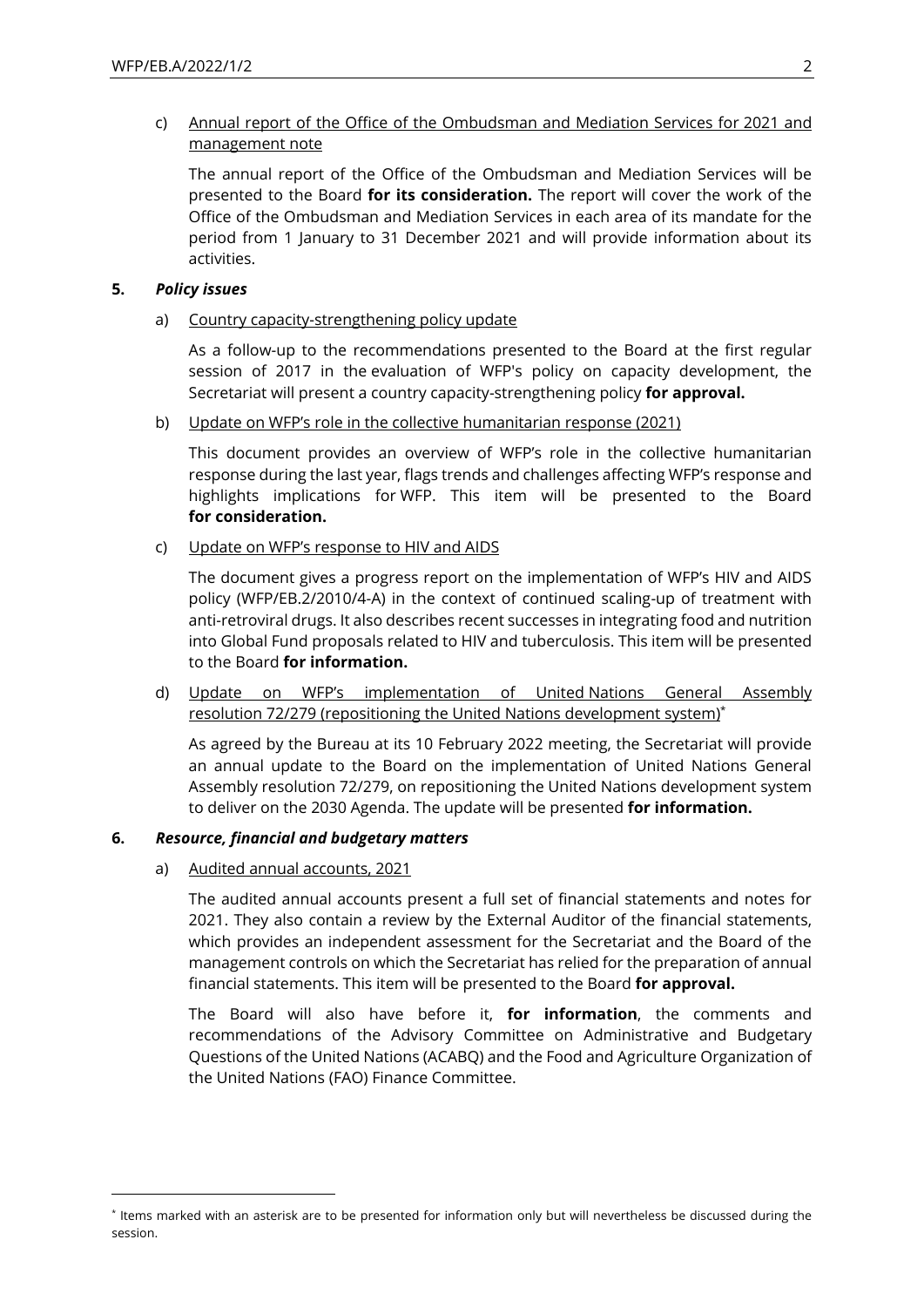c) Annual report of the Office of the Ombudsman and Mediation Services for 2021 and management note

The annual report of the Office of the Ombudsman and Mediation Services will be presented to the Board **for its consideration.** The report will cover the work of the Office of the Ombudsman and Mediation Services in each area of its mandate for the period from 1 January to 31 December 2021 and will provide information about its activities.

**5. *Policy issues***

a) Country capacity-strengthening policy update

As a follow-up to the recommendations presented to the Board at the first regular session of 2017 in the evaluation of WFP's policy on capacity development, the Secretariat will present a country capacity-strengthening policy **for approval.**

b) Update on WFP's role in the collective humanitarian response (2021)

This document provides an overview of WFP's role in the collective humanitarian response during the last year, flags trends and challenges affecting WFP's response and highlights implications for WFP. This item will be presented to the Board **for consideration.**

c) Update on WFP's response to HIV and AIDS

The document gives a progress report on the implementation of WFP's HIV and AIDS policy (WFP/EB.2/2010/4-A) in the context of continued scaling-up of treatment with anti-retroviral drugs. It also describes recent successes in integrating food and nutrition into Global Fund proposals related to HIV and tuberculosis. This item will be presented to the Board **for information.**

d) Update on WFP's implementation of United Nations General Assembly resolution 72/279 (repositioning the United Nations development system)*

As agreed by the Bureau at its 10 February 2022 meeting, the Secretariat will provide an annual update to the Board on the implementation of United Nations General Assembly resolution 72/279, on repositioning the United Nations development system to deliver on the 2030 Agenda. The update will be presented **for information.**

**6. *Resource, financial and budgetary matters***

a) Audited annual accounts, 2021

The audited annual accounts present a full set of financial statements and notes for 2021. They also contain a review by the External Auditor of the financial statements, which provides an independent assessment for the Secretariat and the Board of the management controls on which the Secretariat has relied for the preparation of annual financial statements. This item will be presented to the Board **for approval.**

The Board will also have before it, **for information**, the comments and recommendations of the Advisory Committee on Administrative and Budgetary Questions of the United Nations (ACABQ) and the Food and Agriculture Organization of the United Nations (FAO) Finance Committee.

---

* Items marked with an asterisk are to be presented for information only but will nevertheless be discussed during the session.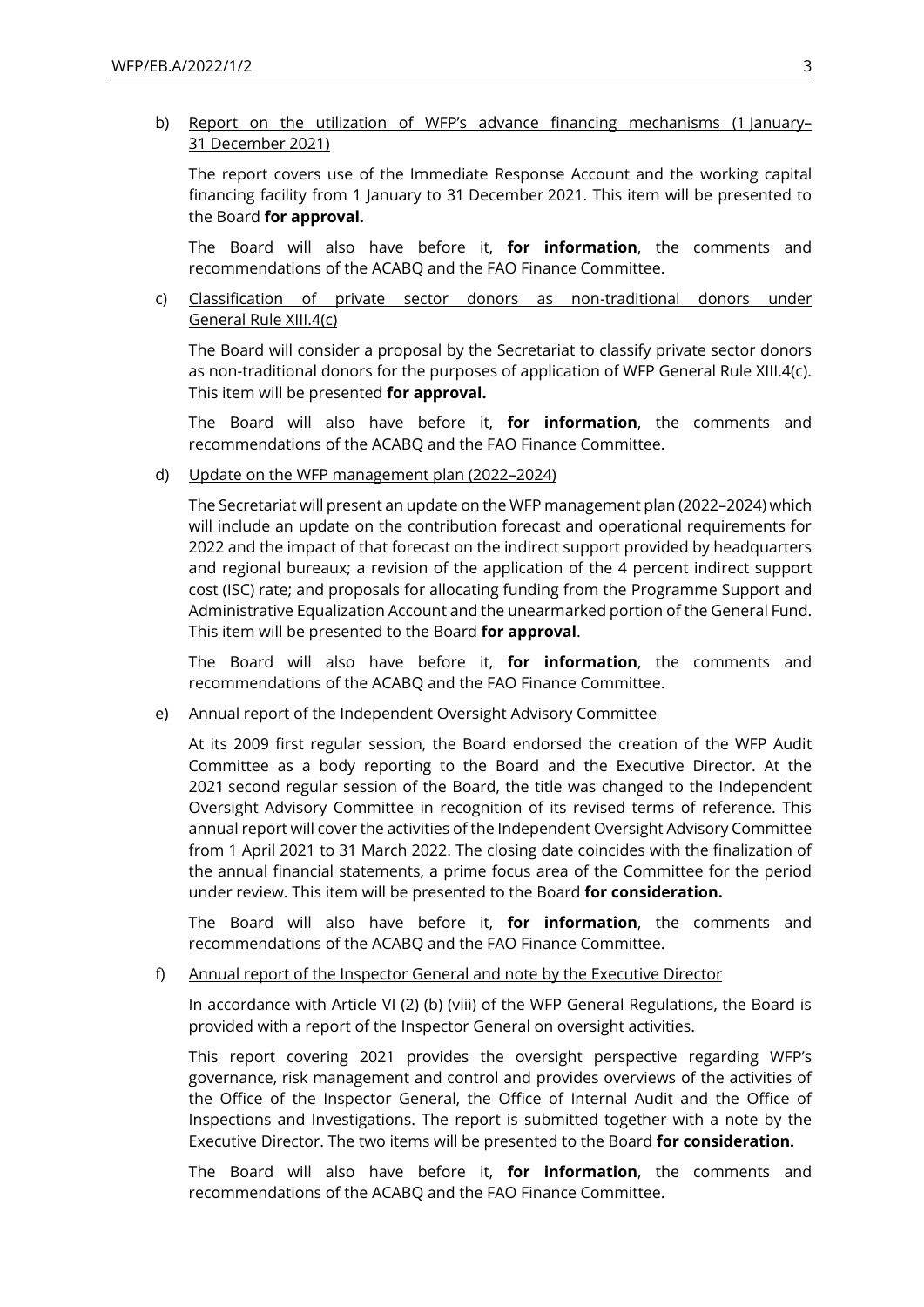b) Report on the utilization of WFP's advance financing mechanisms (1 January–31 December 2021)

The report covers use of the Immediate Response Account and the working capital financing facility from 1 January to 31 December 2021. This item will be presented to the Board **for approval.**

The Board will also have before it, **for information**, the comments and recommendations of the ACABQ and the FAO Finance Committee.

c) Classification of private sector donors as non-traditional donors under General Rule XIII.4(c)

The Board will consider a proposal by the Secretariat to classify private sector donors as non-traditional donors for the purposes of application of WFP General Rule XIII.4(c). This item will be presented **for approval.**

The Board will also have before it, **for information**, the comments and recommendations of the ACABQ and the FAO Finance Committee.

d) Update on the WFP management plan (2022–2024)

The Secretariat will present an update on the WFP management plan (2022–2024) which will include an update on the contribution forecast and operational requirements for 2022 and the impact of that forecast on the indirect support provided by headquarters and regional bureaux; a revision of the application of the 4 percent indirect support cost (ISC) rate; and proposals for allocating funding from the Programme Support and Administrative Equalization Account and the unearmarked portion of the General Fund. This item will be presented to the Board **for approval**.

The Board will also have before it, **for information**, the comments and recommendations of the ACABQ and the FAO Finance Committee.

e) Annual report of the Independent Oversight Advisory Committee

At its 2009 first regular session, the Board endorsed the creation of the WFP Audit Committee as a body reporting to the Board and the Executive Director. At the 2021 second regular session of the Board, the title was changed to the Independent Oversight Advisory Committee in recognition of its revised terms of reference. This annual report will cover the activities of the Independent Oversight Advisory Committee from 1 April 2021 to 31 March 2022. The closing date coincides with the finalization of the annual financial statements, a prime focus area of the Committee for the period under review. This item will be presented to the Board **for consideration.**

The Board will also have before it, **for information**, the comments and recommendations of the ACABQ and the FAO Finance Committee.

f) Annual report of the Inspector General and note by the Executive Director

In accordance with Article VI (2) (b) (viii) of the WFP General Regulations, the Board is provided with a report of the Inspector General on oversight activities.

This report covering 2021 provides the oversight perspective regarding WFP's governance, risk management and control and provides overviews of the activities of the Office of the Inspector General, the Office of Internal Audit and the Office of Inspections and Investigations. The report is submitted together with a note by the Executive Director. The two items will be presented to the Board **for consideration.**

The Board will also have before it, **for information**, the comments and recommendations of the ACABQ and the FAO Finance Committee.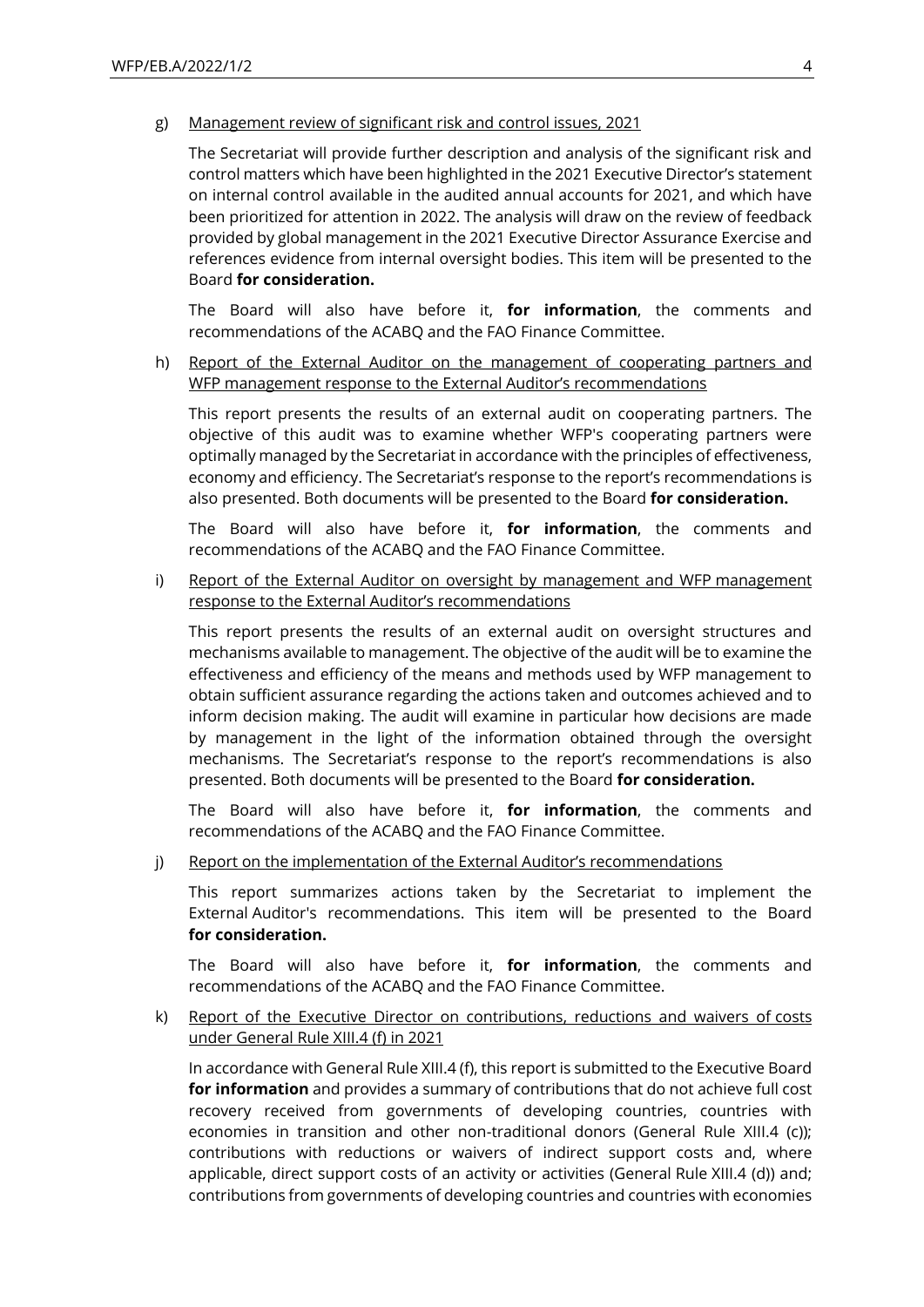g) Management review of significant risk and control issues, 2021

The Secretariat will provide further description and analysis of the significant risk and control matters which have been highlighted in the 2021 Executive Director's statement on internal control available in the audited annual accounts for 2021, and which have been prioritized for attention in 2022. The analysis will draw on the review of feedback provided by global management in the 2021 Executive Director Assurance Exercise and references evidence from internal oversight bodies. This item will be presented to the Board **for consideration.**

The Board will also have before it, **for information**, the comments and recommendations of the ACABQ and the FAO Finance Committee.

h) Report of the External Auditor on the management of cooperating partners and WFP management response to the External Auditor's recommendations

This report presents the results of an external audit on cooperating partners. The objective of this audit was to examine whether WFP's cooperating partners were optimally managed by the Secretariat in accordance with the principles of effectiveness, economy and efficiency. The Secretariat's response to the report's recommendations is also presented. Both documents will be presented to the Board **for consideration.**

The Board will also have before it, **for information**, the comments and recommendations of the ACABQ and the FAO Finance Committee.

i) Report of the External Auditor on oversight by management and WFP management response to the External Auditor's recommendations

This report presents the results of an external audit on oversight structures and mechanisms available to management. The objective of the audit will be to examine the effectiveness and efficiency of the means and methods used by WFP management to obtain sufficient assurance regarding the actions taken and outcomes achieved and to inform decision making. The audit will examine in particular how decisions are made by management in the light of the information obtained through the oversight mechanisms. The Secretariat's response to the report's recommendations is also presented. Both documents will be presented to the Board **for consideration.**

The Board will also have before it, **for information**, the comments and recommendations of the ACABQ and the FAO Finance Committee.

j) Report on the implementation of the External Auditor's recommendations

This report summarizes actions taken by the Secretariat to implement the External Auditor's recommendations. This item will be presented to the Board **for consideration.**

The Board will also have before it, **for information**, the comments and recommendations of the ACABQ and the FAO Finance Committee.

k) Report of the Executive Director on contributions, reductions and waivers of costs under General Rule XIII.4 (f) in 2021

In accordance with General Rule XIII.4 (f), this report is submitted to the Executive Board **for information** and provides a summary of contributions that do not achieve full cost recovery received from governments of developing countries, countries with economies in transition and other non-traditional donors (General Rule XIII.4 (c)); contributions with reductions or waivers of indirect support costs and, where applicable, direct support costs of an activity or activities (General Rule XIII.4 (d)) and; contributions from governments of developing countries and countries with economies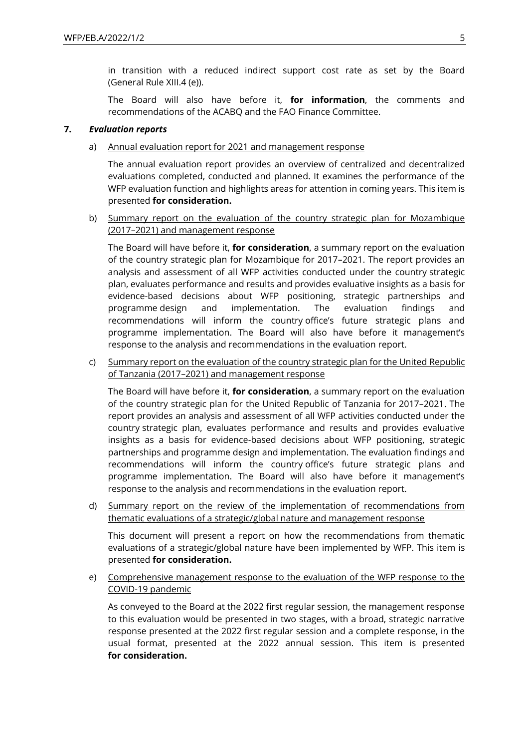in transition with a reduced indirect support cost rate as set by the Board (General Rule XIII.4 (e)).

The Board will also have before it, **for information**, the comments and recommendations of the ACABQ and the FAO Finance Committee.

**7.** ***Evaluation reports***

a) Annual evaluation report for 2021 and management response

The annual evaluation report provides an overview of centralized and decentralized evaluations completed, conducted and planned. It examines the performance of the WFP evaluation function and highlights areas for attention in coming years. This item is presented **for consideration.**

b) Summary report on the evaluation of the country strategic plan for Mozambique (2017–2021) and management response

The Board will have before it, **for consideration**, a summary report on the evaluation of the country strategic plan for Mozambique for 2017–2021. The report provides an analysis and assessment of all WFP activities conducted under the country strategic plan, evaluates performance and results and provides evaluative insights as a basis for evidence-based decisions about WFP positioning, strategic partnerships and programme design and implementation. The evaluation findings and recommendations will inform the country office's future strategic plans and programme implementation. The Board will also have before it management's response to the analysis and recommendations in the evaluation report.

c) Summary report on the evaluation of the country strategic plan for the United Republic of Tanzania (2017–2021) and management response

The Board will have before it, **for consideration**, a summary report on the evaluation of the country strategic plan for the United Republic of Tanzania for 2017–2021. The report provides an analysis and assessment of all WFP activities conducted under the country strategic plan, evaluates performance and results and provides evaluative insights as a basis for evidence-based decisions about WFP positioning, strategic partnerships and programme design and implementation. The evaluation findings and recommendations will inform the country office's future strategic plans and programme implementation. The Board will also have before it management's response to the analysis and recommendations in the evaluation report.

d) Summary report on the review of the implementation of recommendations from thematic evaluations of a strategic/global nature and management response

This document will present a report on how the recommendations from thematic evaluations of a strategic/global nature have been implemented by WFP. This item is presented **for consideration.**

e) Comprehensive management response to the evaluation of the WFP response to the COVID-19 pandemic

As conveyed to the Board at the 2022 first regular session, the management response to this evaluation would be presented in two stages, with a broad, strategic narrative response presented at the 2022 first regular session and a complete response, in the usual format, presented at the 2022 annual session. This item is presented **for consideration.**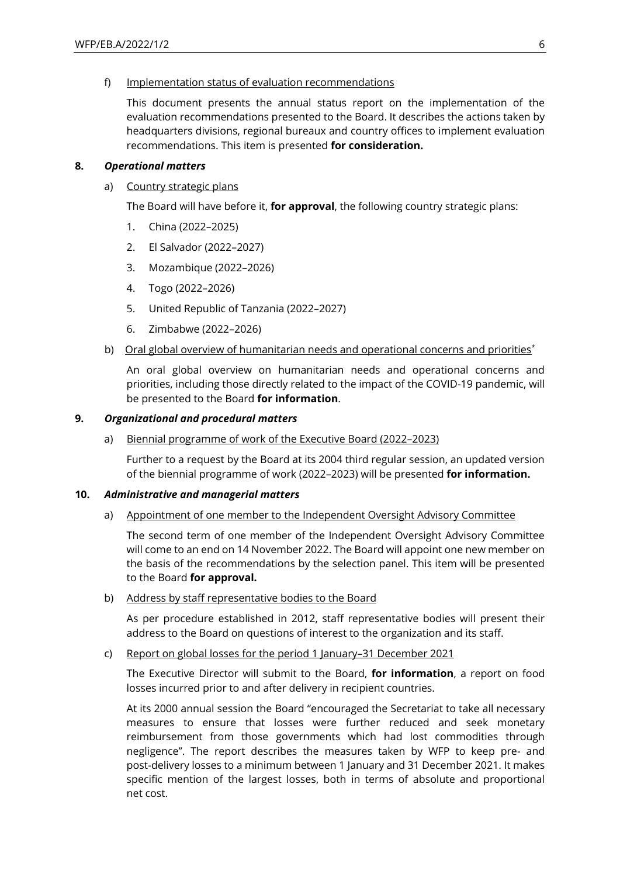f) Implementation status of evaluation recommendations

This document presents the annual status report on the implementation of the evaluation recommendations presented to the Board. It describes the actions taken by headquarters divisions, regional bureaux and country offices to implement evaluation recommendations. This item is presented **for consideration.**

**8.** ***Operational matters***

a) Country strategic plans

The Board will have before it, **for approval**, the following country strategic plans:

1. China (2022–2025)
2. El Salvador (2022–2027)
3. Mozambique (2022–2026)
4. Togo (2022–2026)
5. United Republic of Tanzania (2022–2027)
6. Zimbabwe (2022–2026)

b) Oral global overview of humanitarian needs and operational concerns and priorities*

An oral global overview on humanitarian needs and operational concerns and priorities, including those directly related to the impact of the COVID-19 pandemic, will be presented to the Board **for information**.

**9.** ***Organizational and procedural matters***

a) Biennial programme of work of the Executive Board (2022–2023)

Further to a request by the Board at its 2004 third regular session, an updated version of the biennial programme of work (2022–2023) will be presented **for information.**

**10.** ***Administrative and managerial matters***

a) Appointment of one member to the Independent Oversight Advisory Committee

The second term of one member of the Independent Oversight Advisory Committee will come to an end on 14 November 2022. The Board will appoint one new member on the basis of the recommendations by the selection panel. This item will be presented to the Board **for approval.**

b) Address by staff representative bodies to the Board

As per procedure established in 2012, staff representative bodies will present their address to the Board on questions of interest to the organization and its staff.

c) Report on global losses for the period 1 January–31 December 2021

The Executive Director will submit to the Board, **for information**, a report on food losses incurred prior to and after delivery in recipient countries.

At its 2000 annual session the Board "encouraged the Secretariat to take all necessary measures to ensure that losses were further reduced and seek monetary reimbursement from those governments which had lost commodities through negligence". The report describes the measures taken by WFP to keep pre- and post-delivery losses to a minimum between 1 January and 31 December 2021. It makes specific mention of the largest losses, both in terms of absolute and proportional net cost.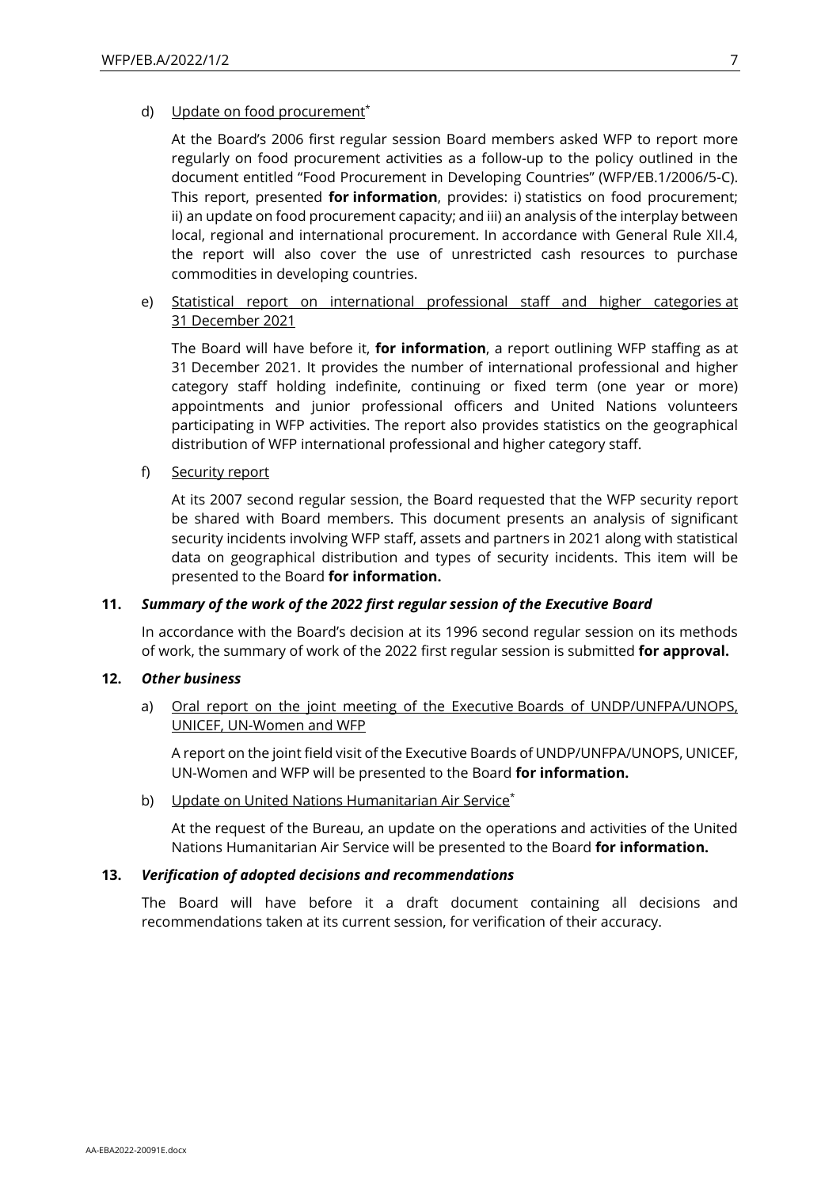d) Update on food procurement*

At the Board's 2006 first regular session Board members asked WFP to report more regularly on food procurement activities as a follow-up to the policy outlined in the document entitled "Food Procurement in Developing Countries" (WFP/EB.1/2006/5-C). This report, presented **for information**, provides: i) statistics on food procurement; ii) an update on food procurement capacity; and iii) an analysis of the interplay between local, regional and international procurement. In accordance with General Rule XII.4, the report will also cover the use of unrestricted cash resources to purchase commodities in developing countries.

e) Statistical report on international professional staff and higher categories at 31 December 2021

The Board will have before it, **for information**, a report outlining WFP staffing as at 31 December 2021. It provides the number of international professional and higher category staff holding indefinite, continuing or fixed term (one year or more) appointments and junior professional officers and United Nations volunteers participating in WFP activities. The report also provides statistics on the geographical distribution of WFP international professional and higher category staff.

f) Security report

At its 2007 second regular session, the Board requested that the WFP security report be shared with Board members. This document presents an analysis of significant security incidents involving WFP staff, assets and partners in 2021 along with statistical data on geographical distribution and types of security incidents. This item will be presented to the Board **for information.**

**11.** ***Summary of the work of the 2022 first regular session of the Executive Board***

In accordance with the Board's decision at its 1996 second regular session on its methods of work, the summary of work of the 2022 first regular session is submitted **for approval.**

**12.** ***Other business***

a) Oral report on the joint meeting of the Executive Boards of UNDP/UNFPA/UNOPS, UNICEF, UN-Women and WFP

A report on the joint field visit of the Executive Boards of UNDP/UNFPA/UNOPS, UNICEF, UN-Women and WFP will be presented to the Board **for information.**

b) Update on United Nations Humanitarian Air Service*

At the request of the Bureau, an update on the operations and activities of the United Nations Humanitarian Air Service will be presented to the Board **for information.**

**13.** ***Verification of adopted decisions and recommendations***

The Board will have before it a draft document containing all decisions and recommendations taken at its current session, for verification of their accuracy.